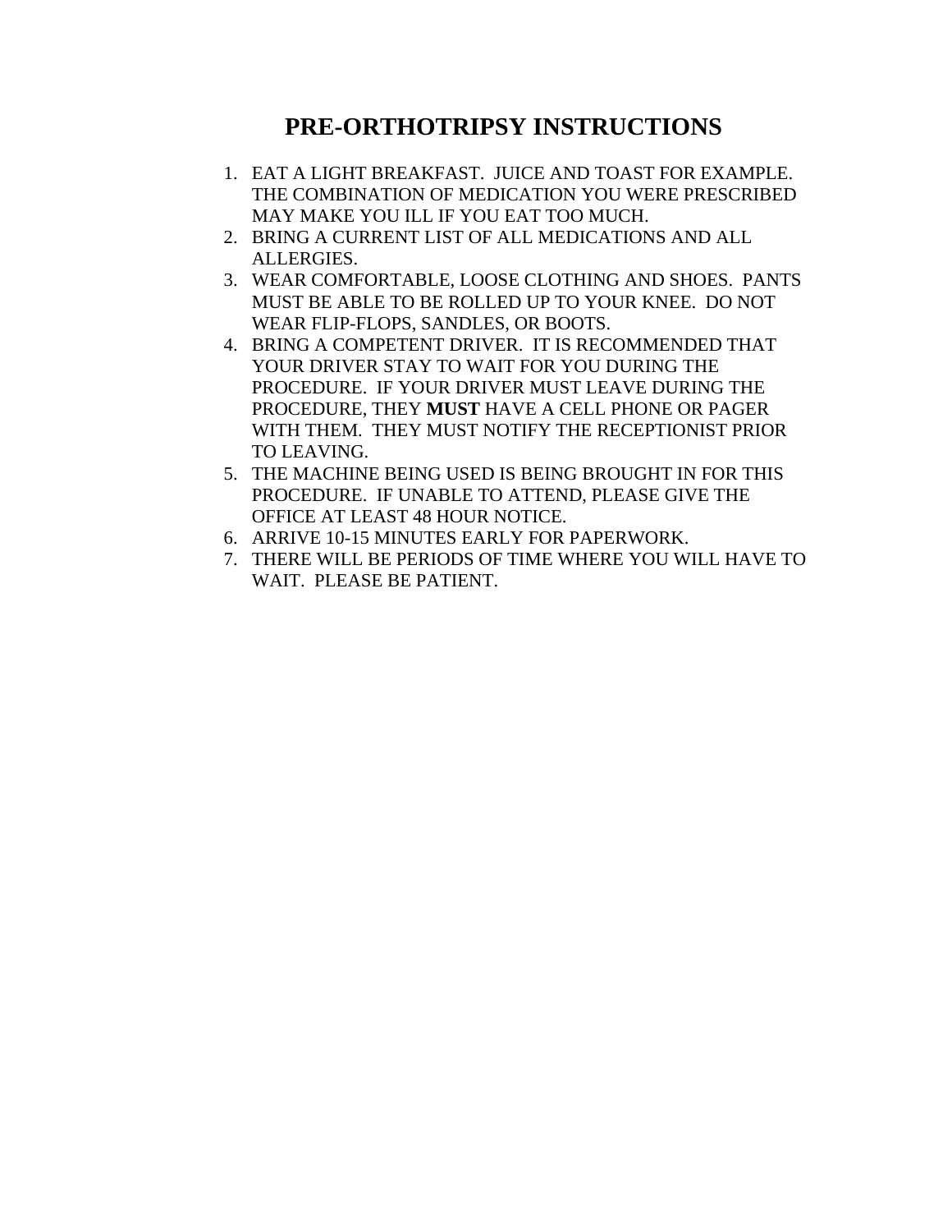# PRE-ORTHOTRIPSY INSTRUCTIONS

1. EAT A LIGHT BREAKFAST. JUICE AND TOAST FOR EXAMPLE. THE COMBINATION OF MEDICATION YOU WERE PRESCRIBED MAY MAKE YOU ILL IF YOU EAT TOO MUCH.
2. BRING A CURRENT LIST OF ALL MEDICATIONS AND ALL ALLERGIES.
3. WEAR COMFORTABLE, LOOSE CLOTHING AND SHOES. PANTS MUST BE ABLE TO BE ROLLED UP TO YOUR KNEE. DO NOT WEAR FLIP-FLOPS, SANDLES, OR BOOTS.
4. BRING A COMPETENT DRIVER. IT IS RECOMMENDED THAT YOUR DRIVER STAY TO WAIT FOR YOU DURING THE PROCEDURE. IF YOUR DRIVER MUST LEAVE DURING THE PROCEDURE, THEY **MUST** HAVE A CELL PHONE OR PAGER WITH THEM. THEY MUST NOTIFY THE RECEPTIONIST PRIOR TO LEAVING.
5. THE MACHINE BEING USED IS BEING BROUGHT IN FOR THIS PROCEDURE. IF UNABLE TO ATTEND, PLEASE GIVE THE OFFICE AT LEAST 48 HOUR NOTICE.
6. ARRIVE 10-15 MINUTES EARLY FOR PAPERWORK.
7. THERE WILL BE PERIODS OF TIME WHERE YOU WILL HAVE TO WAIT. PLEASE BE PATIENT.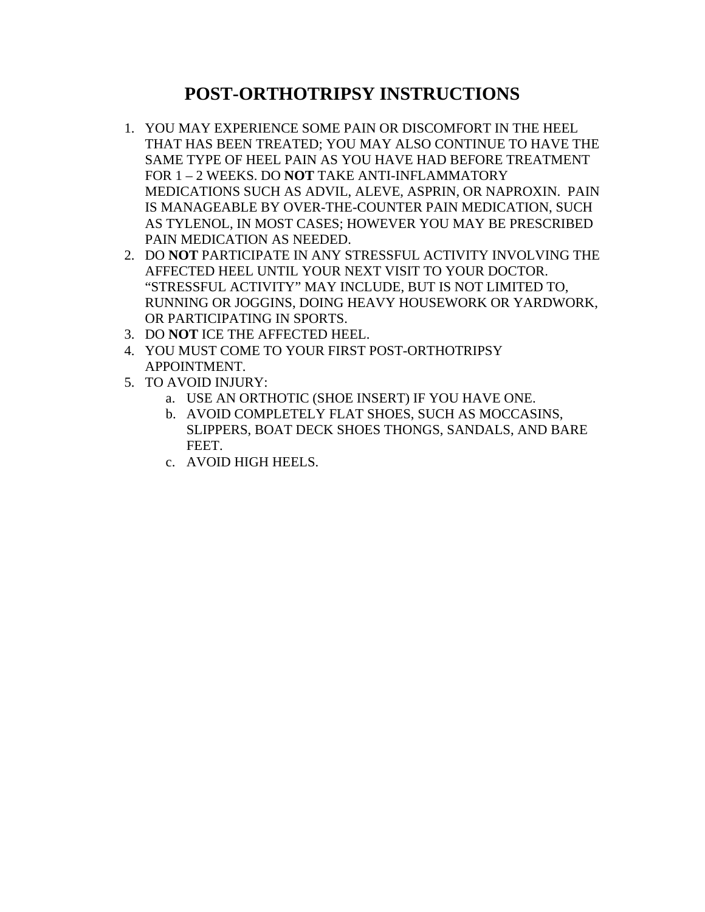# POST-ORTHOTRIPSY INSTRUCTIONS

1. YOU MAY EXPERIENCE SOME PAIN OR DISCOMFORT IN THE HEEL THAT HAS BEEN TREATED; YOU MAY ALSO CONTINUE TO HAVE THE SAME TYPE OF HEEL PAIN AS YOU HAVE HAD BEFORE TREATMENT FOR 1 – 2 WEEKS. DO **NOT** TAKE ANTI-INFLAMMATORY MEDICATIONS SUCH AS ADVIL, ALEVE, ASPRIN, OR NAPROXIN. PAIN IS MANAGEABLE BY OVER-THE-COUNTER PAIN MEDICATION, SUCH AS TYLENOL, IN MOST CASES; HOWEVER YOU MAY BE PRESCRIBED PAIN MEDICATION AS NEEDED.
2. DO **NOT** PARTICIPATE IN ANY STRESSFUL ACTIVITY INVOLVING THE AFFECTED HEEL UNTIL YOUR NEXT VISIT TO YOUR DOCTOR. "STRESSFUL ACTIVITY" MAY INCLUDE, BUT IS NOT LIMITED TO, RUNNING OR JOGGINS, DOING HEAVY HOUSEWORK OR YARDWORK, OR PARTICIPATING IN SPORTS.
3. DO **NOT** ICE THE AFFECTED HEEL.
4. YOU MUST COME TO YOUR FIRST POST-ORTHOTRIPSY APPOINTMENT.
5. TO AVOID INJURY:
   a. USE AN ORTHOTIC (SHOE INSERT) IF YOU HAVE ONE.
   b. AVOID COMPLETELY FLAT SHOES, SUCH AS MOCCASINS, SLIPPERS, BOAT DECK SHOES THONGS, SANDALS, AND BARE FEET.
   c. AVOID HIGH HEELS.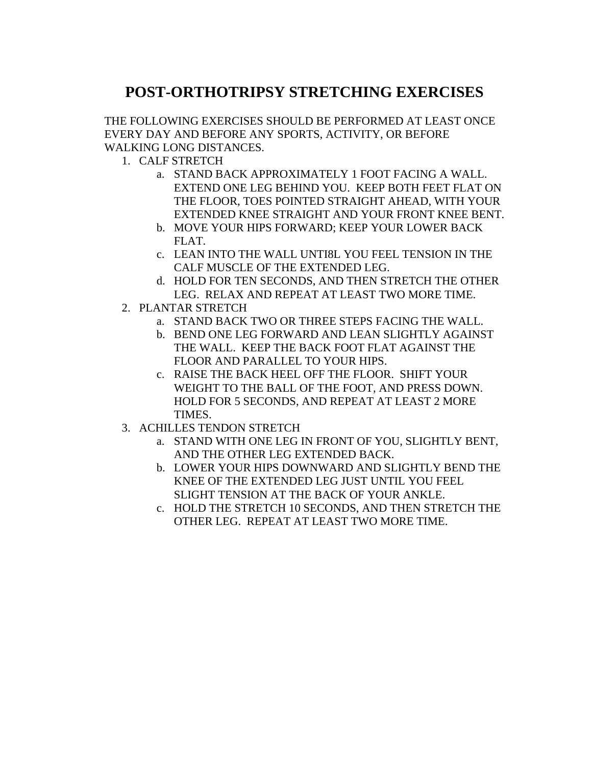# POST-ORTHOTRIPSY STRETCHING EXERCISES

THE FOLLOWING EXERCISES SHOULD BE PERFORMED AT LEAST ONCE EVERY DAY AND BEFORE ANY SPORTS, ACTIVITY, OR BEFORE WALKING LONG DISTANCES.

1. CALF STRETCH
   a. STAND BACK APPROXIMATELY 1 FOOT FACING A WALL. EXTEND ONE LEG BEHIND YOU. KEEP BOTH FEET FLAT ON THE FLOOR, TOES POINTED STRAIGHT AHEAD, WITH YOUR EXTENDED KNEE STRAIGHT AND YOUR FRONT KNEE BENT.
   b. MOVE YOUR HIPS FORWARD; KEEP YOUR LOWER BACK FLAT.
   c. LEAN INTO THE WALL UNTI8L YOU FEEL TENSION IN THE CALF MUSCLE OF THE EXTENDED LEG.
   d. HOLD FOR TEN SECONDS, AND THEN STRETCH THE OTHER LEG. RELAX AND REPEAT AT LEAST TWO MORE TIME.
2. PLANTAR STRETCH
   a. STAND BACK TWO OR THREE STEPS FACING THE WALL.
   b. BEND ONE LEG FORWARD AND LEAN SLIGHTLY AGAINST THE WALL. KEEP THE BACK FOOT FLAT AGAINST THE FLOOR AND PARALLEL TO YOUR HIPS.
   c. RAISE THE BACK HEEL OFF THE FLOOR. SHIFT YOUR WEIGHT TO THE BALL OF THE FOOT, AND PRESS DOWN. HOLD FOR 5 SECONDS, AND REPEAT AT LEAST 2 MORE TIMES.
3. ACHILLES TENDON STRETCH
   a. STAND WITH ONE LEG IN FRONT OF YOU, SLIGHTLY BENT, AND THE OTHER LEG EXTENDED BACK.
   b. LOWER YOUR HIPS DOWNWARD AND SLIGHTLY BEND THE KNEE OF THE EXTENDED LEG JUST UNTIL YOU FEEL SLIGHT TENSION AT THE BACK OF YOUR ANKLE.
   c. HOLD THE STRETCH 10 SECONDS, AND THEN STRETCH THE OTHER LEG. REPEAT AT LEAST TWO MORE TIME.